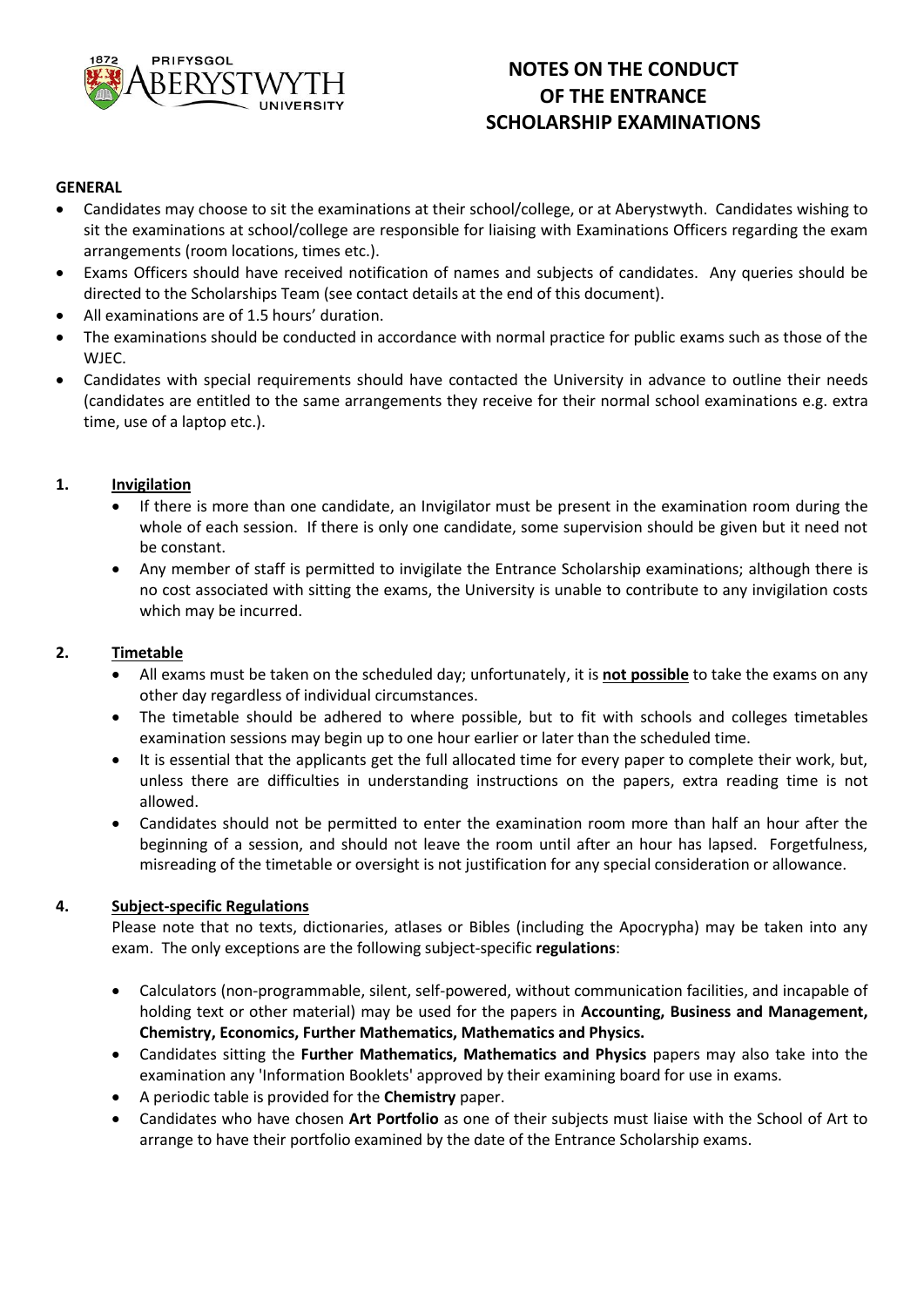# NOTES ON THE CONDUCT OF THE ENTRANCE SCHOLARSHIP EXAMINATIONS

**GENERAL**

- Candidates may choose to sit the examinations at their school/college, or at Aberystwyth. Candidates wishing to sit the examinations at school/college are responsible for liaising with Examinations Officers regarding the exam arrangements (room locations, times etc.).
- Exams Officers should have received notification of names and subjects of candidates. Any queries should be directed to the Scholarships Team (see contact details at the end of this document).
- All examinations are of 1.5 hours' duration.
- The examinations should be conducted in accordance with normal practice for public exams such as those of the WJEC.
- Candidates with special requirements should have contacted the University in advance to outline their needs (candidates are entitled to the same arrangements they receive for their normal school examinations e.g. extra time, use of a laptop etc.).

## 1. Invigilation

- If there is more than one candidate, an Invigilator must be present in the examination room during the whole of each session. If there is only one candidate, some supervision should be given but it need not be constant.
- Any member of staff is permitted to invigilate the Entrance Scholarship examinations; although there is no cost associated with sitting the exams, the University is unable to contribute to any invigilation costs which may be incurred.

## 2. Timetable

- All exams must be taken on the scheduled day; unfortunately, it is **not possible** to take the exams on any other day regardless of individual circumstances.
- The timetable should be adhered to where possible, but to fit with schools and colleges timetables examination sessions may begin up to one hour earlier or later than the scheduled time.
- It is essential that the applicants get the full allocated time for every paper to complete their work, but, unless there are difficulties in understanding instructions on the papers, extra reading time is not allowed.
- Candidates should not be permitted to enter the examination room more than half an hour after the beginning of a session, and should not leave the room until after an hour has lapsed. Forgetfulness, misreading of the timetable or oversight is not justification for any special consideration or allowance.

## 4. Subject-specific Regulations

Please note that no texts, dictionaries, atlases or Bibles (including the Apocrypha) may be taken into any exam. The only exceptions are the following subject-specific **regulations**:

- Calculators (non-programmable, silent, self-powered, without communication facilities, and incapable of holding text or other material) may be used for the papers in **Accounting, Business and Management, Chemistry, Economics, Further Mathematics, Mathematics and Physics.**
- Candidates sitting the **Further Mathematics, Mathematics and Physics** papers may also take into the examination any 'Information Booklets' approved by their examining board for use in exams.
- A periodic table is provided for the **Chemistry** paper.
- Candidates who have chosen **Art Portfolio** as one of their subjects must liaise with the School of Art to arrange to have their portfolio examined by the date of the Entrance Scholarship exams.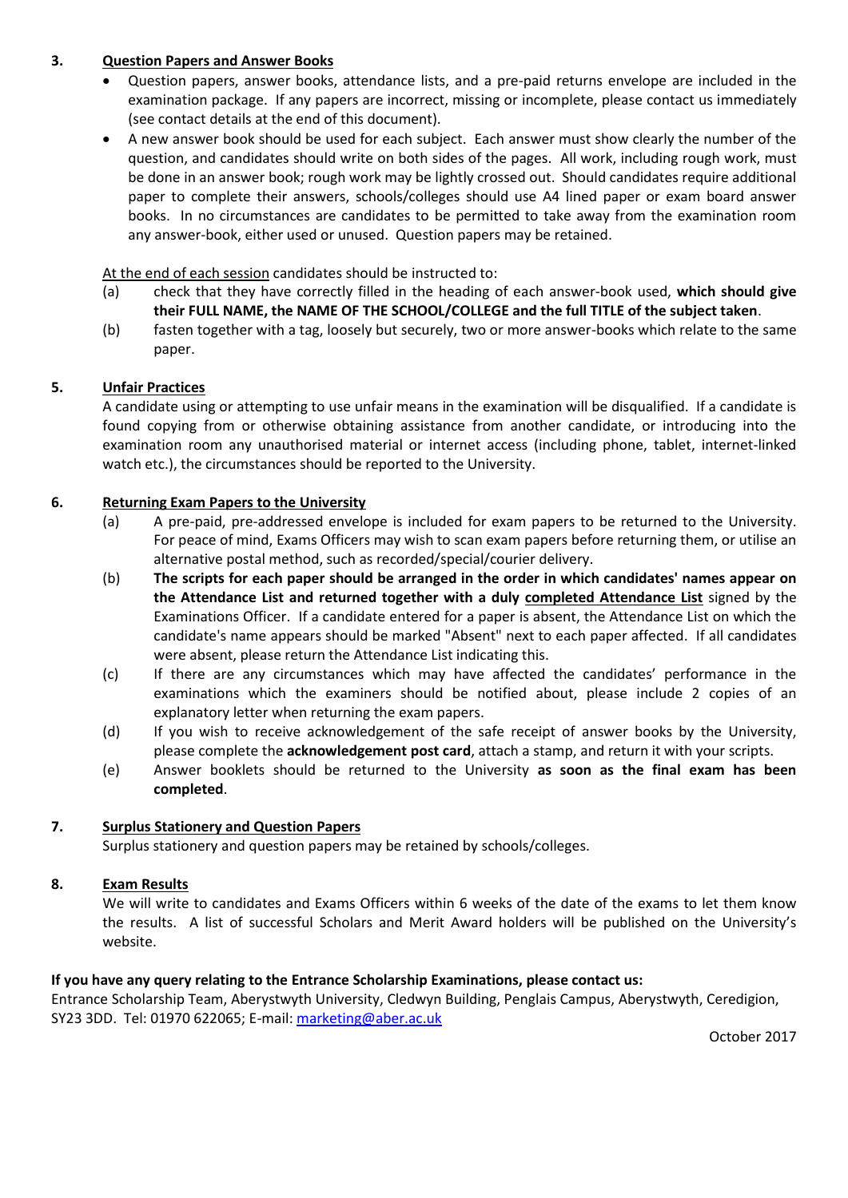### 3. <u>Question Papers and Answer Books</u>

- Question papers, answer books, attendance lists, and a pre-paid returns envelope are included in the examination package. If any papers are incorrect, missing or incomplete, please contact us immediately (see contact details at the end of this document).
- A new answer book should be used for each subject. Each answer must show clearly the number of the question, and candidates should write on both sides of the pages. All work, including rough work, must be done in an answer book; rough work may be lightly crossed out. Should candidates require additional paper to complete their answers, schools/colleges should use A4 lined paper or exam board answer books. In no circumstances are candidates to be permitted to take away from the examination room any answer-book, either used or unused. Question papers may be retained.

<u>At the end of each session</u> candidates should be instructed to:

(a) check that they have correctly filled in the heading of each answer-book used, **which should give their FULL NAME, the NAME OF THE SCHOOL/COLLEGE and the full TITLE of the subject taken**.

(b) fasten together with a tag, loosely but securely, two or more answer-books which relate to the same paper.

### 5. <u>Unfair Practices</u>

A candidate using or attempting to use unfair means in the examination will be disqualified. If a candidate is found copying from or otherwise obtaining assistance from another candidate, or introducing into the examination room any unauthorised material or internet access (including phone, tablet, internet-linked watch etc.), the circumstances should be reported to the University.

### 6. <u>Returning Exam Papers to the University</u>

(a) A pre-paid, pre-addressed envelope is included for exam papers to be returned to the University. For peace of mind, Exams Officers may wish to scan exam papers before returning them, or utilise an alternative postal method, such as recorded/special/courier delivery.

(b) **The scripts for each paper should be arranged in the order in which candidates' names appear on the Attendance List and returned together with a duly <u>completed Attendance List</u>** signed by the Examinations Officer. If a candidate entered for a paper is absent, the Attendance List on which the candidate's name appears should be marked "Absent" next to each paper affected. If all candidates were absent, please return the Attendance List indicating this.

(c) If there are any circumstances which may have affected the candidates' performance in the examinations which the examiners should be notified about, please include 2 copies of an explanatory letter when returning the exam papers.

(d) If you wish to receive acknowledgement of the safe receipt of answer books by the University, please complete the **acknowledgement post card**, attach a stamp, and return it with your scripts.

(e) Answer booklets should be returned to the University **as soon as the final exam has been completed**.

### 7. <u>Surplus Stationery and Question Papers</u>

Surplus stationery and question papers may be retained by schools/colleges.

### 8. <u>Exam Results</u>

We will write to candidates and Exams Officers within 6 weeks of the date of the exams to let them know the results. A list of successful Scholars and Merit Award holders will be published on the University's website.

**If you have any query relating to the Entrance Scholarship Examinations, please contact us:**

Entrance Scholarship Team, Aberystwyth University, Cledwyn Building, Penglais Campus, Aberystwyth, Ceredigion, SY23 3DD. Tel: 01970 622065; E-mail: marketing@aber.ac.uk

October 2017